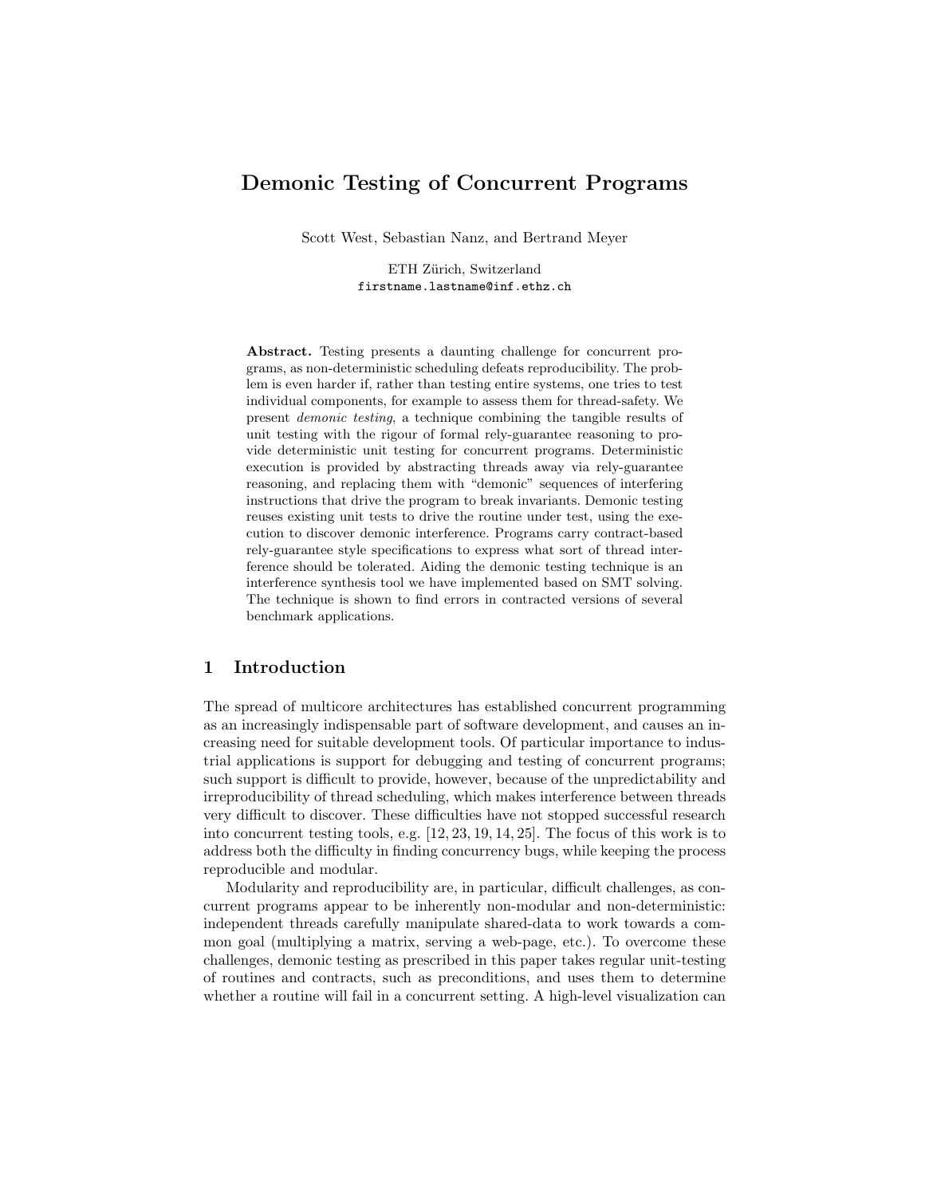# Demonic Testing of Concurrent Programs

Scott West, Sebastian Nanz, and Bertrand Meyer

ETH Zürich, Switzerland
firstname.lastname@inf.ethz.ch

**Abstract.** Testing presents a daunting challenge for concurrent programs, as non-deterministic scheduling defeats reproducibility. The problem is even harder if, rather than testing entire systems, one tries to test individual components, for example to assess them for thread-safety. We present *demonic testing*, a technique combining the tangible results of unit testing with the rigour of formal rely-guarantee reasoning to provide deterministic unit testing for concurrent programs. Deterministic execution is provided by abstracting threads away via rely-guarantee reasoning, and replacing them with "demonic" sequences of interfering instructions that drive the program to break invariants. Demonic testing reuses existing unit tests to drive the routine under test, using the execution to discover demonic interference. Programs carry contract-based rely-guarantee style specifications to express what sort of thread interference should be tolerated. Aiding the demonic testing technique is an interference synthesis tool we have implemented based on SMT solving. The technique is shown to find errors in contracted versions of several benchmark applications.

## 1 Introduction

The spread of multicore architectures has established concurrent programming as an increasingly indispensable part of software development, and causes an increasing need for suitable development tools. Of particular importance to industrial applications is support for debugging and testing of concurrent programs; such support is difficult to provide, however, because of the unpredictability and irreproducibility of thread scheduling, which makes interference between threads very difficult to discover. These difficulties have not stopped successful research into concurrent testing tools, e.g. [12, 23, 19, 14, 25]. The focus of this work is to address both the difficulty in finding concurrency bugs, while keeping the process reproducible and modular.

Modularity and reproducibility are, in particular, difficult challenges, as concurrent programs appear to be inherently non-modular and non-deterministic: independent threads carefully manipulate shared-data to work towards a common goal (multiplying a matrix, serving a web-page, etc.). To overcome these challenges, demonic testing as prescribed in this paper takes regular unit-testing of routines and contracts, such as preconditions, and uses them to determine whether a routine will fail in a concurrent setting. A high-level visualization can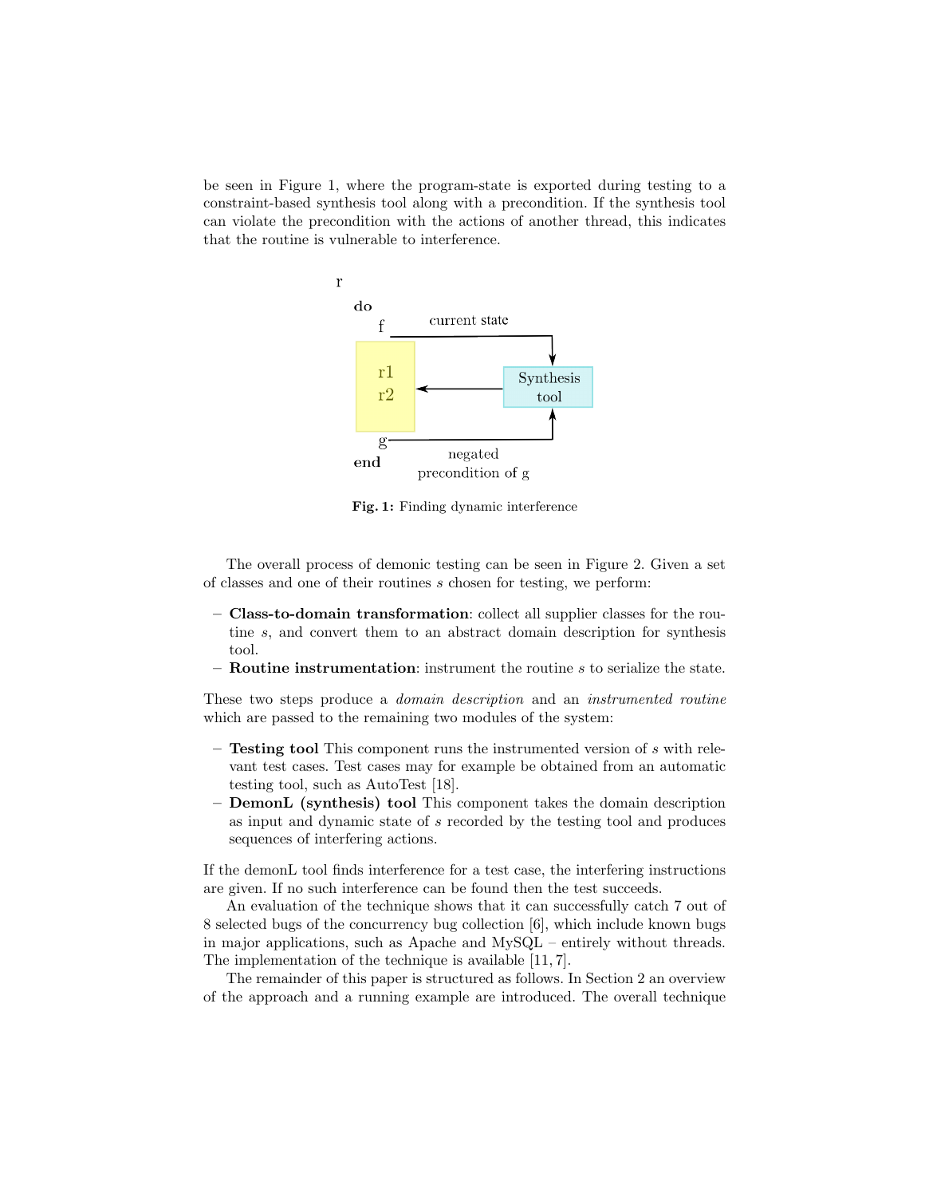be seen in Figure 1, where the program-state is exported during testing to a constraint-based synthesis tool along with a precondition. If the synthesis tool can violate the precondition with the actions of another thread, this indicates that the routine is vulnerable to interference.

**Fig. 1:** Finding dynamic interference

The overall process of demonic testing can be seen in Figure 2. Given a set of classes and one of their routines $s$ chosen for testing, we perform:

- **Class-to-domain transformation**: collect all supplier classes for the routine $s$, and convert them to an abstract domain description for synthesis tool.
- **Routine instrumentation**: instrument the routine $s$ to serialize the state.

These two steps produce a *domain description* and an *instrumented routine* which are passed to the remaining two modules of the system:

- **Testing tool** This component runs the instrumented version of $s$ with relevant test cases. Test cases may for example be obtained from an automatic testing tool, such as AutoTest [18].
- **DemonL (synthesis) tool** This component takes the domain description as input and dynamic state of $s$ recorded by the testing tool and produces sequences of interfering actions.

If the demonL tool finds interference for a test case, the interfering instructions are given. If no such interference can be found then the test succeeds.

An evaluation of the technique shows that it can successfully catch 7 out of 8 selected bugs of the concurrency bug collection [6], which include known bugs in major applications, such as Apache and MySQL – entirely without threads. The implementation of the technique is available [11, 7].

The remainder of this paper is structured as follows. In Section 2 an overview of the approach and a running example are introduced. The overall technique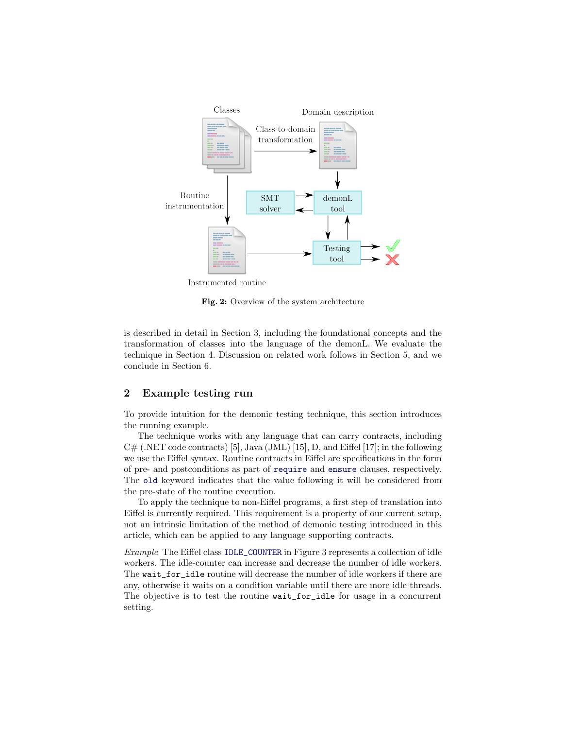**Fig. 2:** Overview of the system architecture

is described in detail in Section 3, including the foundational concepts and the transformation of classes into the language of the demonL. We evaluate the technique in Section 4. Discussion on related work follows in Section 5, and we conclude in Section 6.

## 2 Example testing run

To provide intuition for the demonic testing technique, this section introduces the running example.

The technique works with any language that can carry contracts, including C# (.NET code contracts) [5], Java (JML) [15], D, and Eiffel [17]; in the following we use the Eiffel syntax. Routine contracts in Eiffel are specifications in the form of pre- and postconditions as part of `require` and `ensure` clauses, respectively. The `old` keyword indicates that the value following it will be considered from the pre-state of the routine execution.

To apply the technique to non-Eiffel programs, a first step of translation into Eiffel is currently required. This requirement is a property of our current setup, not an intrinsic limitation of the method of demonic testing introduced in this article, which can be applied to any language supporting contracts.

*Example* The Eiffel class `IDLE_COUNTER` in Figure 3 represents a collection of idle workers. The idle-counter can increase and decrease the number of idle workers. The `wait_for_idle` routine will decrease the number of idle workers if there are any, otherwise it waits on a condition variable until there are more idle threads. The objective is to test the routine `wait_for_idle` for usage in a concurrent setting.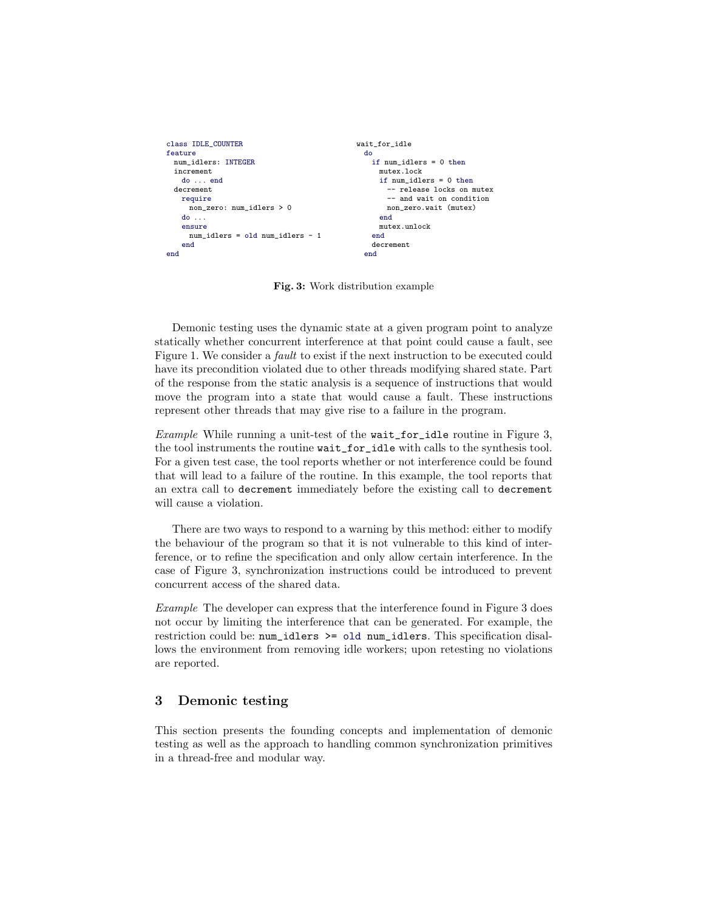```
class IDLE_COUNTER
feature
  num_idlers: INTEGER
  increment
    do ... end
  decrement
    require
      non_zero: num_idlers > 0
    do ...
    ensure
      num_idlers = old num_idlers - 1
    end
end
```

```
wait_for_idle
  do
    if num_idlers = 0 then
      mutex.lock
      if num_idlers = 0 then
        -- release locks on mutex
        -- and wait on condition
        non_zero.wait (mutex)
      end
      mutex.unlock
    end
    decrement
  end
```

**Fig. 3:** Work distribution example

Demonic testing uses the dynamic state at a given program point to analyze statically whether concurrent interference at that point could cause a fault, see Figure 1. We consider a *fault* to exist if the next instruction to be executed could have its precondition violated due to other threads modifying shared state. Part of the response from the static analysis is a sequence of instructions that would move the program into a state that would cause a fault. These instructions represent other threads that may give rise to a failure in the program.

*Example* While running a unit-test of the `wait_for_idle` routine in Figure 3, the tool instruments the routine `wait_for_idle` with calls to the synthesis tool. For a given test case, the tool reports whether or not interference could be found that will lead to a failure of the routine. In this example, the tool reports that an extra call to `decrement` immediately before the existing call to `decrement` will cause a violation.

There are two ways to respond to a warning by this method: either to modify the behaviour of the program so that it is not vulnerable to this kind of interference, or to refine the specification and only allow certain interference. In the case of Figure 3, synchronization instructions could be introduced to prevent concurrent access of the shared data.

*Example* The developer can express that the interference found in Figure 3 does not occur by limiting the interference that can be generated. For example, the restriction could be: `num_idlers >= old num_idlers`. This specification disallows the environment from removing idle workers; upon retesting no violations are reported.

## 3 Demonic testing

This section presents the founding concepts and implementation of demonic testing as well as the approach to handling common synchronization primitives in a thread-free and modular way.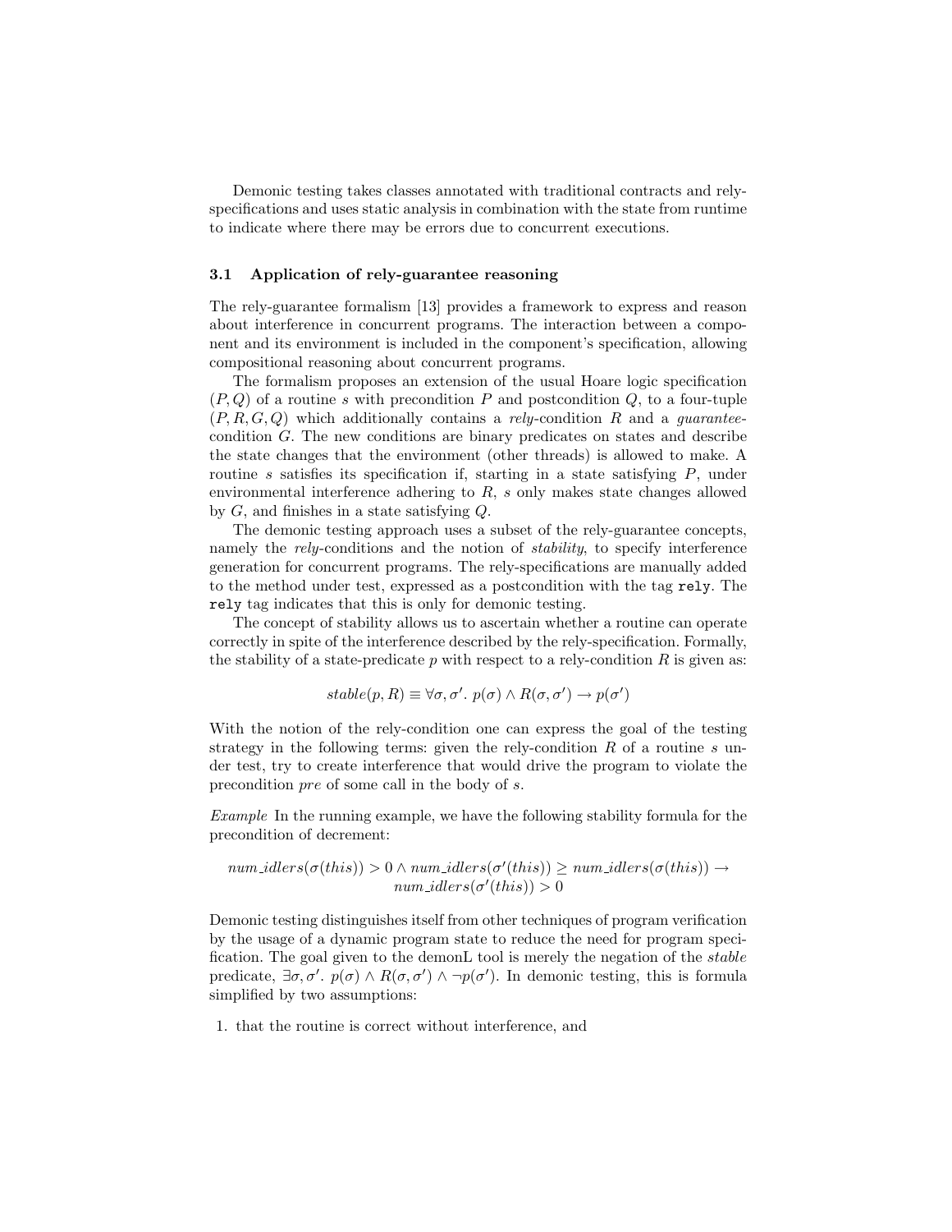Demonic testing takes classes annotated with traditional contracts and rely-specifications and uses static analysis in combination with the state from runtime to indicate where there may be errors due to concurrent executions.

### 3.1 Application of rely-guarantee reasoning

The rely-guarantee formalism [13] provides a framework to express and reason about interference in concurrent programs. The interaction between a component and its environment is included in the component's specification, allowing compositional reasoning about concurrent programs.

The formalism proposes an extension of the usual Hoare logic specification $(P, Q)$ of a routine $s$ with precondition $P$ and postcondition $Q$, to a four-tuple $(P, R, G, Q)$ which additionally contains a *rely*-condition $R$ and a *guarantee*-condition $G$. The new conditions are binary predicates on states and describe the state changes that the environment (other threads) is allowed to make. A routine $s$ satisfies its specification if, starting in a state satisfying $P$, under environmental interference adhering to $R$, $s$ only makes state changes allowed by $G$, and finishes in a state satisfying $Q$.

The demonic testing approach uses a subset of the rely-guarantee concepts, namely the *rely*-conditions and the notion of *stability*, to specify interference generation for concurrent programs. The rely-specifications are manually added to the method under test, expressed as a postcondition with the tag `rely`. The `rely` tag indicates that this is only for demonic testing.

The concept of stability allows us to ascertain whether a routine can operate correctly in spite of the interference described by the rely-specification. Formally, the stability of a state-predicate $p$ with respect to a rely-condition $R$ is given as:

$$stable(p, R) \equiv \forall \sigma, \sigma'.\ p(\sigma) \land R(\sigma, \sigma') \rightarrow p(\sigma')$$

With the notion of the rely-condition one can express the goal of the testing strategy in the following terms: given the rely-condition $R$ of a routine $s$ under test, try to create interference that would drive the program to violate the precondition *pre* of some call in the body of $s$.

*Example* In the running example, we have the following stability formula for the precondition of decrement:

$$num\_idlers(\sigma(this)) > 0 \land num\_idlers(\sigma'(this)) \geq num\_idlers(\sigma(this)) \rightarrow \\ num\_idlers(\sigma'(this)) > 0$$

Demonic testing distinguishes itself from other techniques of program verification by the usage of a dynamic program state to reduce the need for program specification. The goal given to the demonL tool is merely the negation of the *stable* predicate, $\exists \sigma, \sigma'.\ p(\sigma) \land R(\sigma, \sigma') \land \neg p(\sigma')$. In demonic testing, this is formula simplified by two assumptions:

1. that the routine is correct without interference, and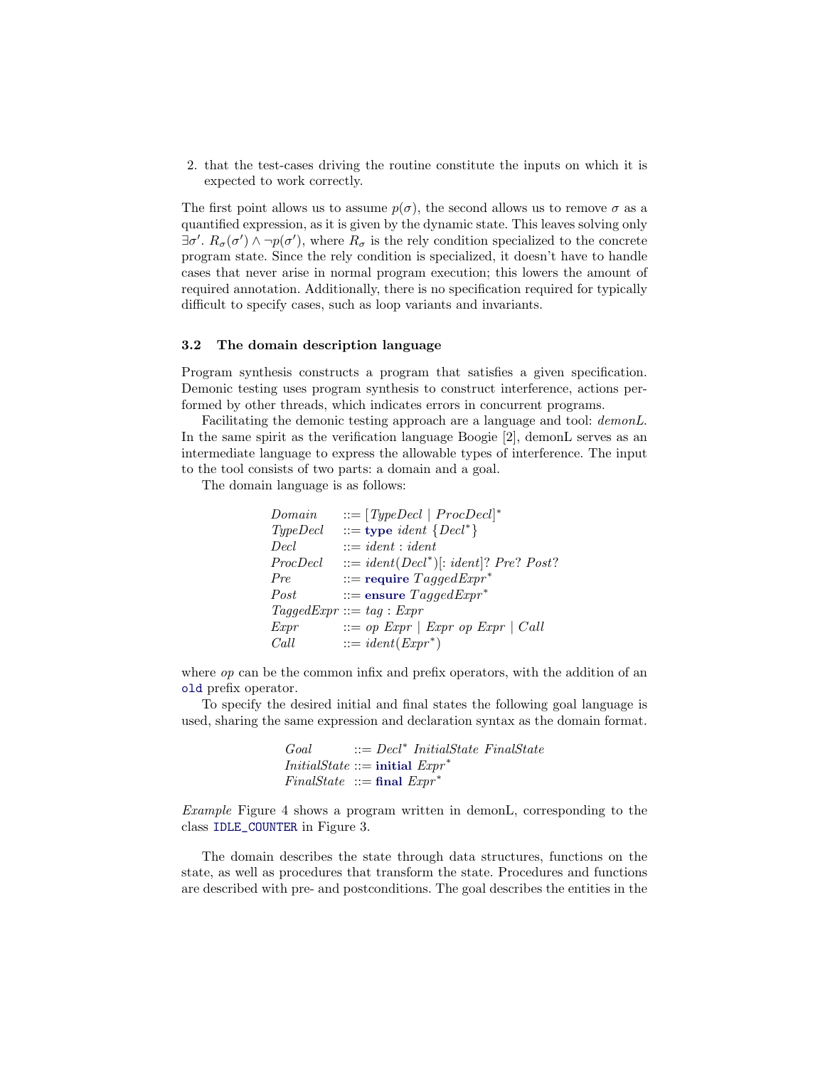2. that the test-cases driving the routine constitute the inputs on which it is expected to work correctly.

The first point allows us to assume $p(\sigma)$, the second allows us to remove $\sigma$ as a quantified expression, as it is given by the dynamic state. This leaves solving only $\exists \sigma'.\ R_\sigma(\sigma') \wedge \neg p(\sigma')$, where $R_\sigma$ is the rely condition specialized to the concrete program state. Since the rely condition is specialized, it doesn't have to handle cases that never arise in normal program execution; this lowers the amount of required annotation. Additionally, there is no specification required for typically difficult to specify cases, such as loop variants and invariants.

### 3.2 The domain description language

Program synthesis constructs a program that satisfies a given specification. Demonic testing uses program synthesis to construct interference, actions performed by other threads, which indicates errors in concurrent programs.

Facilitating the demonic testing approach are a language and tool: *demonL*. In the same spirit as the verification language Boogie [2], demonL serves as an intermediate language to express the allowable types of interference. The input to the tool consists of two parts: a domain and a goal.

The domain language is as follows:

$$
\begin{array}{lll}
\textit{Domain} & ::= & [\textit{TypeDecl} \mid \textit{ProcDecl}]^* \\
\textit{TypeDecl} & ::= & \textbf{type}\ \textit{ident}\ \{\textit{Decl}^*\} \\
\textit{Decl} & ::= & \textit{ident} : \textit{ident} \\
\textit{ProcDecl} & ::= & \textit{ident}(\textit{Decl}^*)[: \textit{ident}]?\ \textit{Pre}?\ \textit{Post}? \\
\textit{Pre} & ::= & \textbf{require}\ \textit{TaggedExpr}^* \\
\textit{Post} & ::= & \textbf{ensure}\ \textit{TaggedExpr}^* \\
\textit{TaggedExpr} & ::= & \textit{tag} : \textit{Expr} \\
\textit{Expr} & ::= & \textit{op}\ \textit{Expr} \mid \textit{Expr}\ \textit{op}\ \textit{Expr} \mid \textit{Call} \\
\textit{Call} & ::= & \textit{ident}(\textit{Expr}^*)
\end{array}
$$

where *op* can be the common infix and prefix operators, with the addition of an `old` prefix operator.

To specify the desired initial and final states the following goal language is used, sharing the same expression and declaration syntax as the domain format.

$$
\begin{array}{lll}
\textit{Goal} & ::= & \textit{Decl}^*\ \textit{InitialState}\ \textit{FinalState} \\
\textit{InitialState} & ::= & \textbf{initial}\ \textit{Expr}^* \\
\textit{FinalState} & ::= & \textbf{final}\ \textit{Expr}^*
\end{array}
$$

*Example* Figure 4 shows a program written in demonL, corresponding to the class `IDLE_COUNTER` in Figure 3.

The domain describes the state through data structures, functions on the state, as well as procedures that transform the state. Procedures and functions are described with pre- and postconditions. The goal describes the entities in the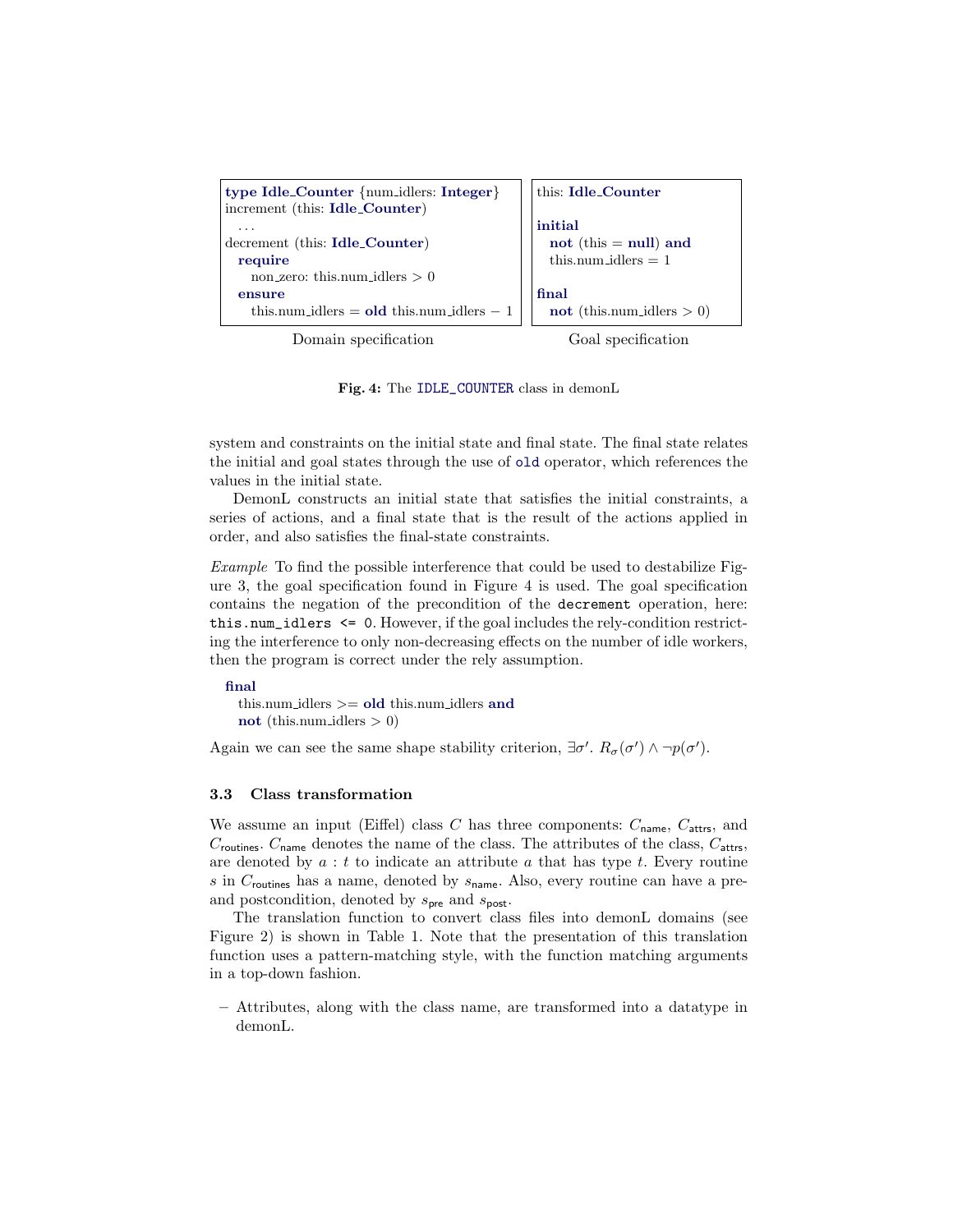```
type Idle_Counter {num_idlers: Integer}
increment (this: Idle_Counter)
  ...
decrement (this: Idle_Counter)
  require
    non_zero: this.num_idlers > 0
  ensure
    this.num_idlers = old this.num_idlers − 1
```

Domain specification

```
this: Idle_Counter

initial
  not (this = null) and
  this.num_idlers = 1

final
  not (this.num_idlers > 0)
```

Goal specification

**Fig. 4:** The `IDLE_COUNTER` class in demonL

system and constraints on the initial state and final state. The final state relates the initial and goal states through the use of `old` operator, which references the values in the initial state.

DemonL constructs an initial state that satisfies the initial constraints, a series of actions, and a final state that is the result of the actions applied in order, and also satisfies the final-state constraints.

*Example* To find the possible interference that could be used to destabilize Figure 3, the goal specification found in Figure 4 is used. The goal specification contains the negation of the precondition of the `decrement` operation, here: `this.num_idlers <= 0`. However, if the goal includes the rely-condition restricting the interference to only non-decreasing effects on the number of idle workers, then the program is correct under the rely assumption.

```
final
  this.num_idlers >= old this.num_idlers and
  not (this.num_idlers > 0)
```

Again we can see the same shape stability criterion, $\exists \sigma'.\ R_\sigma(\sigma') \wedge \neg p(\sigma')$.

### 3.3 Class transformation

We assume an input (Eiffel) class $C$ has three components: $C_{\mathsf{name}}$, $C_{\mathsf{attrs}}$, and $C_{\mathsf{routines}}$. $C_{\mathsf{name}}$ denotes the name of the class. The attributes of the class, $C_{\mathsf{attrs}}$, are denoted by $a : t$ to indicate an attribute $a$ that has type $t$. Every routine $s$ in $C_{\mathsf{routines}}$ has a name, denoted by $s_{\mathsf{name}}$. Also, every routine can have a pre- and postcondition, denoted by $s_{\mathsf{pre}}$ and $s_{\mathsf{post}}$.

The translation function to convert class files into demonL domains (see Figure 2) is shown in Table 1. Note that the presentation of this translation function uses a pattern-matching style, with the function matching arguments in a top-down fashion.

- Attributes, along with the class name, are transformed into a datatype in demonL.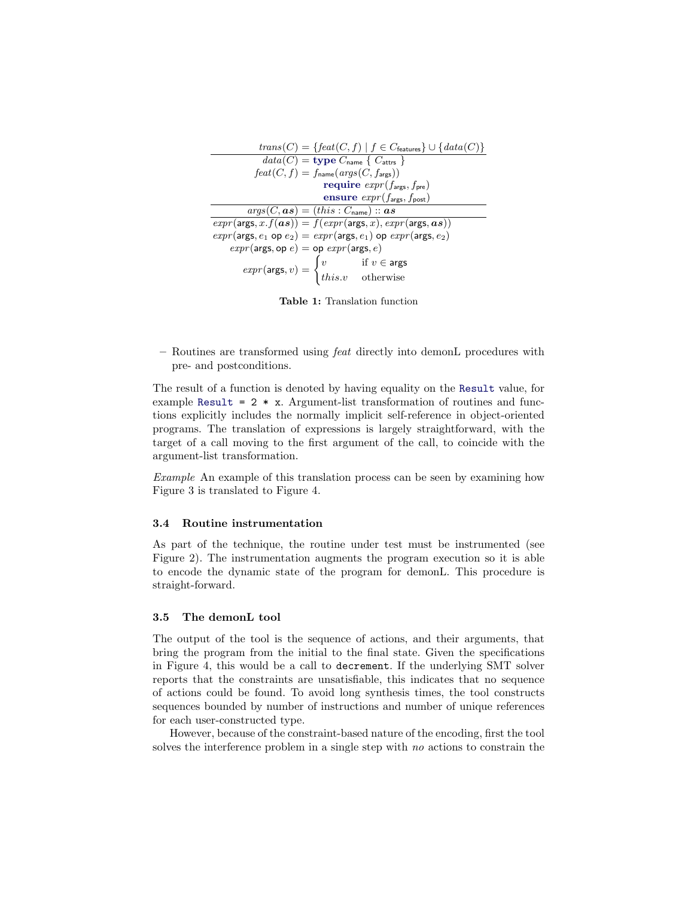$$
\begin{array}{rl}
trans(C) = & \{feat(C,f) \mid f \in C_{\mathsf{features}}\} \cup \{data(C)\} \\
\hline
data(C) = & \textbf{type}\ C_{\mathsf{name}}\ \{\ C_{\mathsf{attrs}}\ \} \\
feat(C,f) = & f_{\mathsf{name}}(args(C, f_{\mathsf{args}})) \\
 & \quad \textbf{require}\ expr(f_{\mathsf{args}}, f_{\mathsf{pre}}) \\
 & \quad \textbf{ensure}\ expr(f_{\mathsf{args}}, f_{\mathsf{post}}) \\
\hline
args(C, \boldsymbol{as}) = & (this : C_{\mathsf{name}}) :: \boldsymbol{as} \\
\hline
expr(\mathsf{args}, x.f(\boldsymbol{as})) = & f(expr(\mathsf{args}, x), expr(\mathsf{args}, \boldsymbol{as})) \\
expr(\mathsf{args}, e_1\ \mathsf{op}\ e_2) = & expr(\mathsf{args}, e_1)\ \mathsf{op}\ expr(\mathsf{args}, e_2) \\
expr(\mathsf{args}, \mathsf{op}\ e) = & \mathsf{op}\ expr(\mathsf{args}, e) \\
expr(\mathsf{args}, v) = & \begin{cases} v & \text{if } v \in \mathsf{args} \\ this.v & \text{otherwise} \end{cases}
\end{array}
$$

**Table 1:** Translation function

– Routines are transformed using *feat* directly into demonL procedures with pre- and postconditions.

The result of a function is denoted by having equality on the `Result` value, for example `Result = 2 * x`. Argument-list transformation of routines and functions explicitly includes the normally implicit self-reference in object-oriented programs. The translation of expressions is largely straightforward, with the target of a call moving to the first argument of the call, to coincide with the argument-list transformation.

*Example* An example of this translation process can be seen by examining how Figure 3 is translated to Figure 4.

### 3.4 Routine instrumentation

As part of the technique, the routine under test must be instrumented (see Figure 2). The instrumentation augments the program execution so it is able to encode the dynamic state of the program for demonL. This procedure is straight-forward.

### 3.5 The demonL tool

The output of the tool is the sequence of actions, and their arguments, that bring the program from the initial to the final state. Given the specifications in Figure 4, this would be a call to `decrement`. If the underlying SMT solver reports that the constraints are unsatisfiable, this indicates that no sequence of actions could be found. To avoid long synthesis times, the tool constructs sequences bounded by number of instructions and number of unique references for each user-constructed type.

However, because of the constraint-based nature of the encoding, first the tool solves the interference problem in a single step with *no* actions to constrain the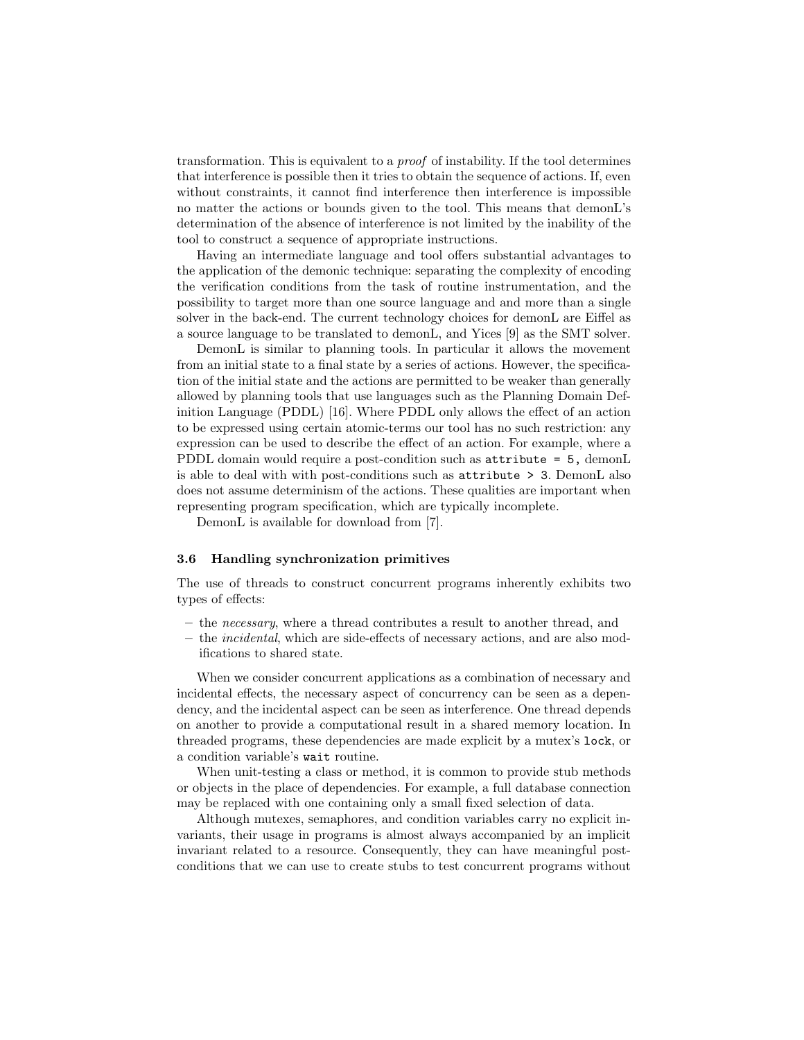transformation. This is equivalent to a *proof* of instability. If the tool determines that interference is possible then it tries to obtain the sequence of actions. If, even without constraints, it cannot find interference then interference is impossible no matter the actions or bounds given to the tool. This means that demonL's determination of the absence of interference is not limited by the inability of the tool to construct a sequence of appropriate instructions.

Having an intermediate language and tool offers substantial advantages to the application of the demonic technique: separating the complexity of encoding the verification conditions from the task of routine instrumentation, and the possibility to target more than one source language and and more than a single solver in the back-end. The current technology choices for demonL are Eiffel as a source language to be translated to demonL, and Yices [9] as the SMT solver.

DemonL is similar to planning tools. In particular it allows the movement from an initial state to a final state by a series of actions. However, the specification of the initial state and the actions are permitted to be weaker than generally allowed by planning tools that use languages such as the Planning Domain Definition Language (PDDL) [16]. Where PDDL only allows the effect of an action to be expressed using certain atomic-terms our tool has no such restriction: any expression can be used to describe the effect of an action. For example, where a PDDL domain would require a post-condition such as `attribute = 5,` demonL is able to deal with with post-conditions such as `attribute > 3`. DemonL also does not assume determinism of the actions. These qualities are important when representing program specification, which are typically incomplete.

DemonL is available for download from [7].

### 3.6 Handling synchronization primitives

The use of threads to construct concurrent programs inherently exhibits two types of effects:

- the *necessary*, where a thread contributes a result to another thread, and
- the *incidental*, which are side-effects of necessary actions, and are also modifications to shared state.

When we consider concurrent applications as a combination of necessary and incidental effects, the necessary aspect of concurrency can be seen as a dependency, and the incidental aspect can be seen as interference. One thread depends on another to provide a computational result in a shared memory location. In threaded programs, these dependencies are made explicit by a mutex's `lock`, or a condition variable's `wait` routine.

When unit-testing a class or method, it is common to provide stub methods or objects in the place of dependencies. For example, a full database connection may be replaced with one containing only a small fixed selection of data.

Although mutexes, semaphores, and condition variables carry no explicit invariants, their usage in programs is almost always accompanied by an implicit invariant related to a resource. Consequently, they can have meaningful postconditions that we can use to create stubs to test concurrent programs without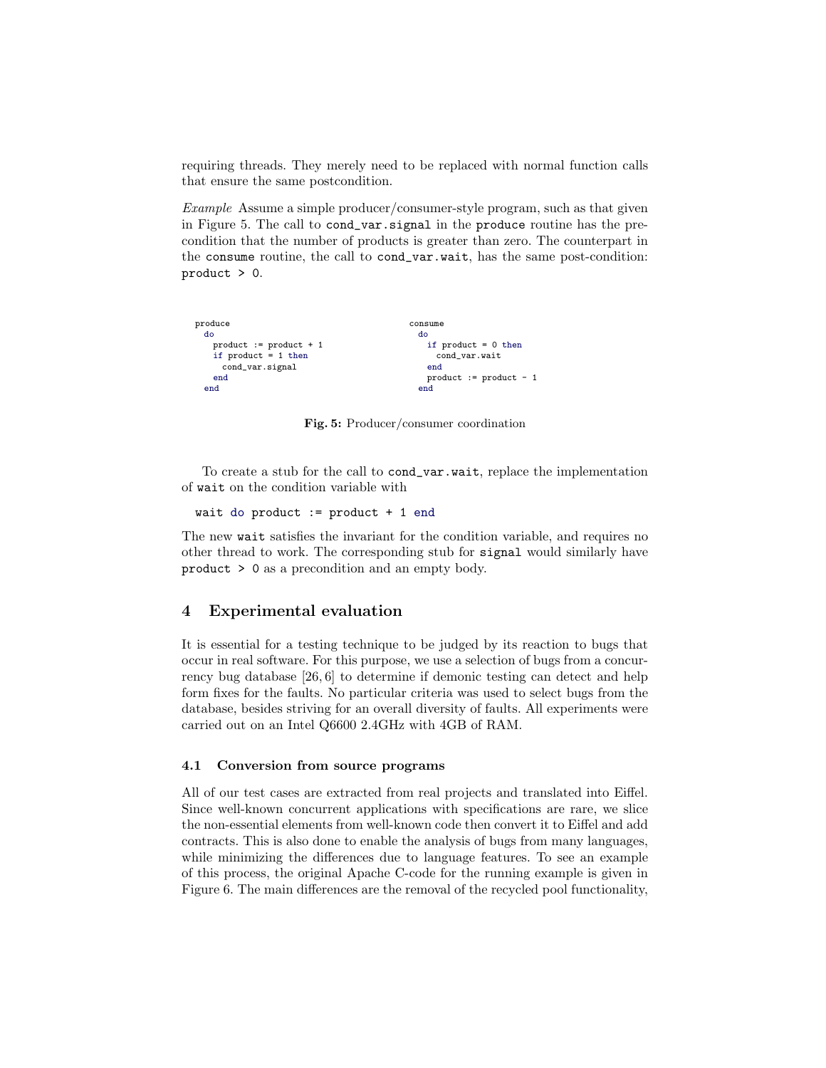requiring threads. They merely need to be replaced with normal function calls that ensure the same postcondition.

*Example* Assume a simple producer/consumer-style program, such as that given in Figure 5. The call to `cond_var.signal` in the `produce` routine has the precondition that the number of products is greater than zero. The counterpart in the `consume` routine, the call to `cond_var.wait`, has the same post-condition: `product > 0`.

```
produce
  do
    product := product + 1
    if product = 1 then
      cond_var.signal
    end
  end
```

```
consume
  do
    if product = 0 then
      cond_var.wait
    end
    product := product - 1
  end
```

**Fig. 5:** Producer/consumer coordination

To create a stub for the call to `cond_var.wait`, replace the implementation of `wait` on the condition variable with

```
wait do product := product + 1 end
```

The new `wait` satisfies the invariant for the condition variable, and requires no other thread to work. The corresponding stub for `signal` would similarly have `product > 0` as a precondition and an empty body.

## 4 Experimental evaluation

It is essential for a testing technique to be judged by its reaction to bugs that occur in real software. For this purpose, we use a selection of bugs from a concurrency bug database [26, 6] to determine if demonic testing can detect and help form fixes for the faults. No particular criteria was used to select bugs from the database, besides striving for an overall diversity of faults. All experiments were carried out on an Intel Q6600 2.4GHz with 4GB of RAM.

### 4.1 Conversion from source programs

All of our test cases are extracted from real projects and translated into Eiffel. Since well-known concurrent applications with specifications are rare, we slice the non-essential elements from well-known code then convert it to Eiffel and add contracts. This is also done to enable the analysis of bugs from many languages, while minimizing the differences due to language features. To see an example of this process, the original Apache C-code for the running example is given in Figure 6. The main differences are the removal of the recycled pool functionality,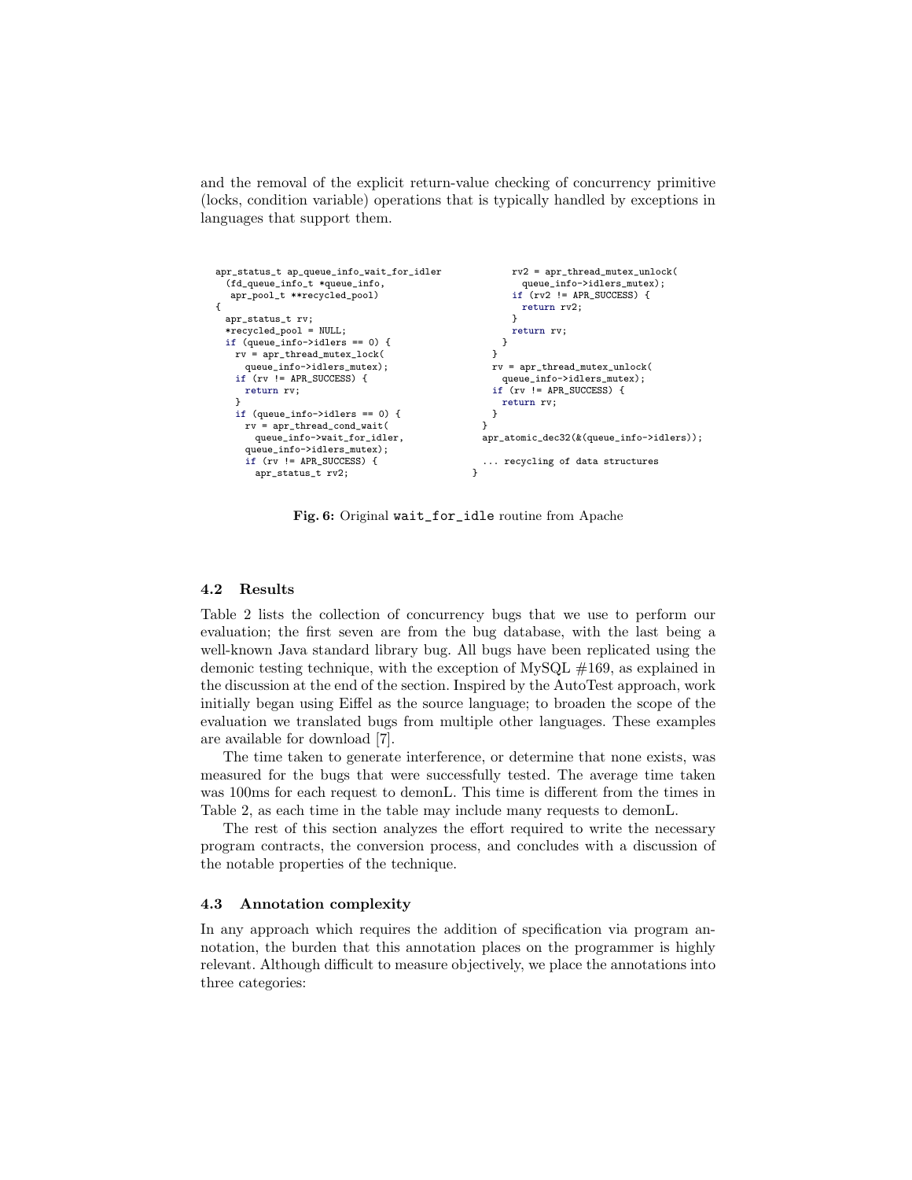and the removal of the explicit return-value checking of concurrency primitive (locks, condition variable) operations that is typically handled by exceptions in languages that support them.

```
apr_status_t ap_queue_info_wait_for_idler
  (fd_queue_info_t *queue_info,
   apr_pool_t **recycled_pool)
{
  apr_status_t rv;
  *recycled_pool = NULL;
  if (queue_info->idlers == 0) {
    rv = apr_thread_mutex_lock(
      queue_info->idlers_mutex);
    if (rv != APR_SUCCESS) {
      return rv;
    }
    if (queue_info->idlers == 0) {
      rv = apr_thread_cond_wait(
        queue_info->wait_for_idler,
      queue_info->idlers_mutex);
      if (rv != APR_SUCCESS) {
        apr_status_t rv2;
        rv2 = apr_thread_mutex_unlock(
          queue_info->idlers_mutex);
        if (rv2 != APR_SUCCESS) {
          return rv2;
        }
        return rv;
      }
    }
    rv = apr_thread_mutex_unlock(
      queue_info->idlers_mutex);
    if (rv != APR_SUCCESS) {
      return rv;
    }
  }
  apr_atomic_dec32(&(queue_info->idlers));

  ... recycling of data structures
}
```

**Fig. 6:** Original `wait_for_idle` routine from Apache

### 4.2 Results

Table 2 lists the collection of concurrency bugs that we use to perform our evaluation; the first seven are from the bug database, with the last being a well-known Java standard library bug. All bugs have been replicated using the demonic testing technique, with the exception of MySQL #169, as explained in the discussion at the end of the section. Inspired by the AutoTest approach, work initially began using Eiffel as the source language; to broaden the scope of the evaluation we translated bugs from multiple other languages. These examples are available for download [7].

The time taken to generate interference, or determine that none exists, was measured for the bugs that were successfully tested. The average time taken was 100ms for each request to demonL. This time is different from the times in Table 2, as each time in the table may include many requests to demonL.

The rest of this section analyzes the effort required to write the necessary program contracts, the conversion process, and concludes with a discussion of the notable properties of the technique.

### 4.3 Annotation complexity

In any approach which requires the addition of specification via program annotation, the burden that this annotation places on the programmer is highly relevant. Although difficult to measure objectively, we place the annotations into three categories: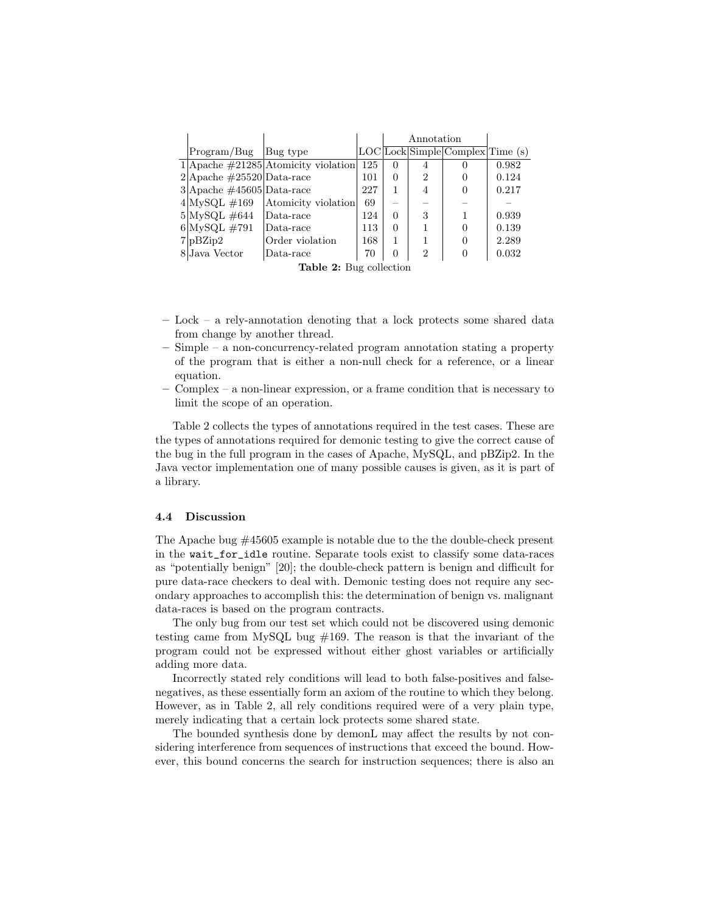| | Program/Bug | Bug type | LOC | Annotation | | | Time (s) |
|---|---|---|---|---|---|---|---|
| | | | | Lock | Simple | Complex | |
| 1 | Apache #21285 | Atomicity violation | 125 | 0 | 4 | 0 | 0.982 |
| 2 | Apache #25520 | Data-race | 101 | 0 | 2 | 0 | 0.124 |
| 3 | Apache #45605 | Data-race | 227 | 1 | 4 | 0 | 0.217 |
| 4 | MySQL #169 | Atomicity violation | 69 | – | – | – | – |
| 5 | MySQL #644 | Data-race | 124 | 0 | 3 | 1 | 0.939 |
| 6 | MySQL #791 | Data-race | 113 | 0 | 1 | 0 | 0.139 |
| 7 | pBZip2 | Order violation | 168 | 1 | 1 | 0 | 2.289 |
| 8 | Java Vector | Data-race | 70 | 0 | 2 | 0 | 0.032 |

**Table 2:** Bug collection

- Lock – a rely-annotation denoting that a lock protects some shared data from change by another thread.
- Simple – a non-concurrency-related program annotation stating a property of the program that is either a non-null check for a reference, or a linear equation.
- Complex – a non-linear expression, or a frame condition that is necessary to limit the scope of an operation.

Table 2 collects the types of annotations required in the test cases. These are the types of annotations required for demonic testing to give the correct cause of the bug in the full program in the cases of Apache, MySQL, and pBZip2. In the Java vector implementation one of many possible causes is given, as it is part of a library.

### 4.4 Discussion

The Apache bug #45605 example is notable due to the the double-check present in the `wait_for_idle` routine. Separate tools exist to classify some data-races as "potentially benign" [20]; the double-check pattern is benign and difficult for pure data-race checkers to deal with. Demonic testing does not require any secondary approaches to accomplish this: the determination of benign vs. malignant data-races is based on the program contracts.

The only bug from our test set which could not be discovered using demonic testing came from MySQL bug #169. The reason is that the invariant of the program could not be expressed without either ghost variables or artificially adding more data.

Incorrectly stated rely conditions will lead to both false-positives and false-negatives, as these essentially form an axiom of the routine to which they belong. However, as in Table 2, all rely conditions required were of a very plain type, merely indicating that a certain lock protects some shared state.

The bounded synthesis done by demonL may affect the results by not considering interference from sequences of instructions that exceed the bound. However, this bound concerns the search for instruction sequences; there is also an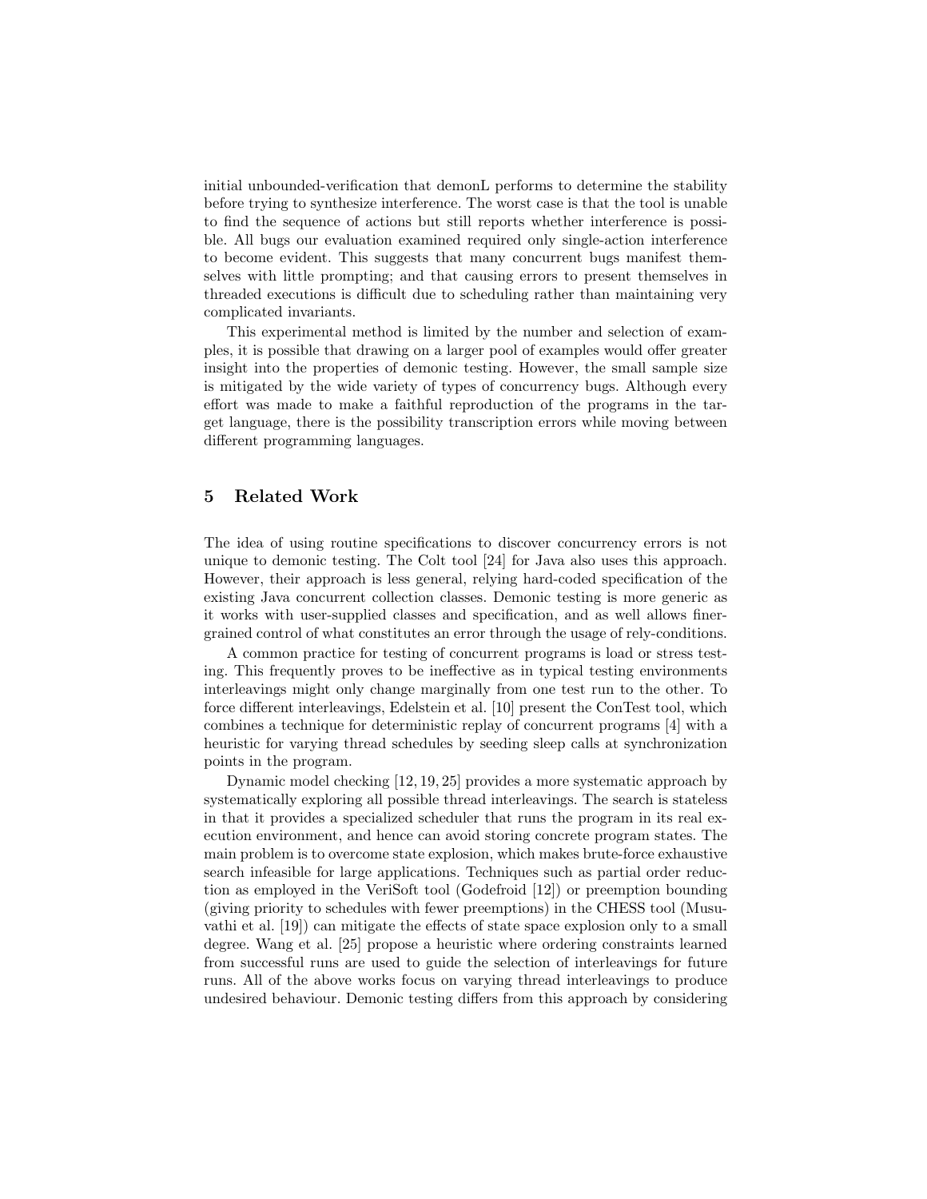initial unbounded-verification that demonL performs to determine the stability before trying to synthesize interference. The worst case is that the tool is unable to find the sequence of actions but still reports whether interference is possible. All bugs our evaluation examined required only single-action interference to become evident. This suggests that many concurrent bugs manifest themselves with little prompting; and that causing errors to present themselves in threaded executions is difficult due to scheduling rather than maintaining very complicated invariants.

This experimental method is limited by the number and selection of examples, it is possible that drawing on a larger pool of examples would offer greater insight into the properties of demonic testing. However, the small sample size is mitigated by the wide variety of types of concurrency bugs. Although every effort was made to make a faithful reproduction of the programs in the target language, there is the possibility transcription errors while moving between different programming languages.

## 5 Related Work

The idea of using routine specifications to discover concurrency errors is not unique to demonic testing. The Colt tool [24] for Java also uses this approach. However, their approach is less general, relying hard-coded specification of the existing Java concurrent collection classes. Demonic testing is more generic as it works with user-supplied classes and specification, and as well allows finer-grained control of what constitutes an error through the usage of rely-conditions.

A common practice for testing of concurrent programs is load or stress testing. This frequently proves to be ineffective as in typical testing environments interleavings might only change marginally from one test run to the other. To force different interleavings, Edelstein et al. [10] present the ConTest tool, which combines a technique for deterministic replay of concurrent programs [4] with a heuristic for varying thread schedules by seeding sleep calls at synchronization points in the program.

Dynamic model checking [12, 19, 25] provides a more systematic approach by systematically exploring all possible thread interleavings. The search is stateless in that it provides a specialized scheduler that runs the program in its real execution environment, and hence can avoid storing concrete program states. The main problem is to overcome state explosion, which makes brute-force exhaustive search infeasible for large applications. Techniques such as partial order reduction as employed in the VeriSoft tool (Godefroid [12]) or preemption bounding (giving priority to schedules with fewer preemptions) in the CHESS tool (Musuvathi et al. [19]) can mitigate the effects of state space explosion only to a small degree. Wang et al. [25] propose a heuristic where ordering constraints learned from successful runs are used to guide the selection of interleavings for future runs. All of the above works focus on varying thread interleavings to produce undesired behaviour. Demonic testing differs from this approach by considering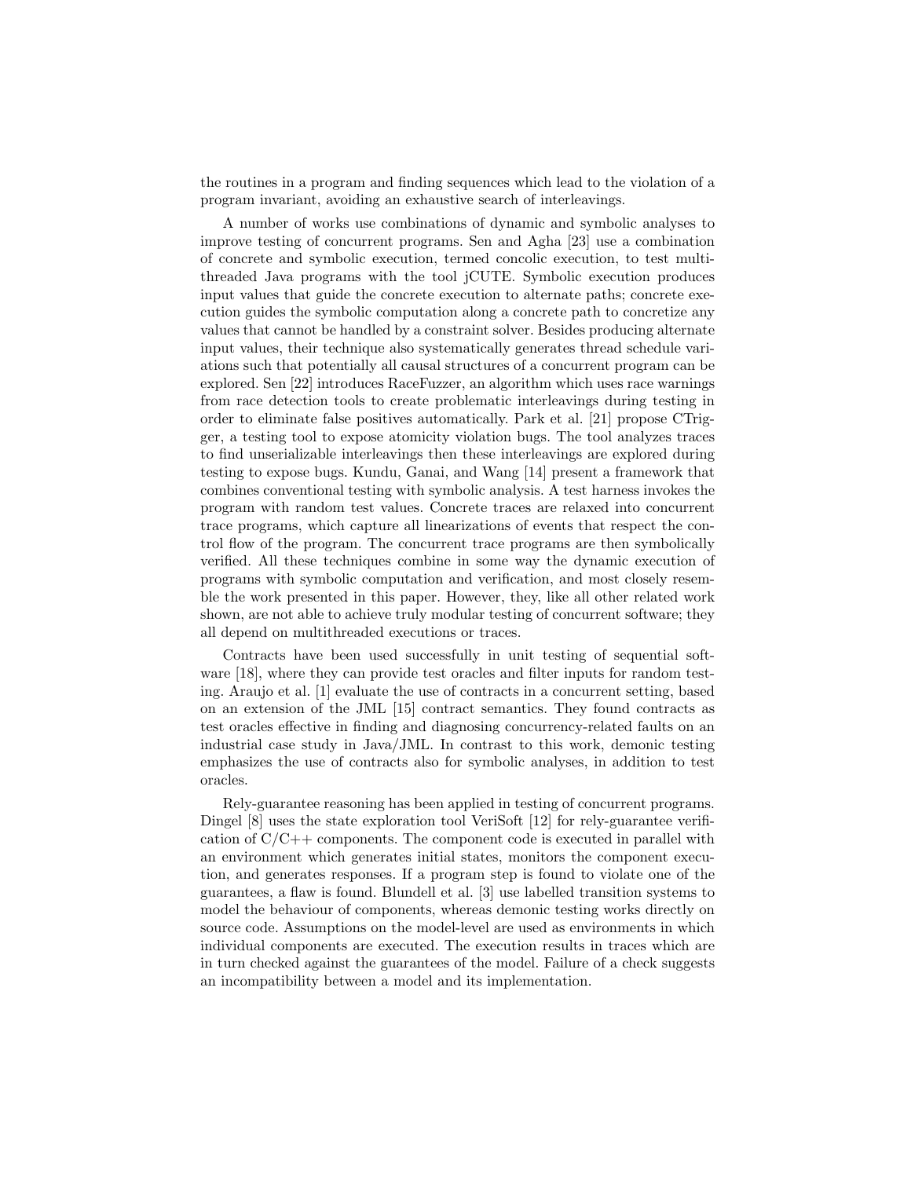the routines in a program and finding sequences which lead to the violation of a program invariant, avoiding an exhaustive search of interleavings.

A number of works use combinations of dynamic and symbolic analyses to improve testing of concurrent programs. Sen and Agha [23] use a combination of concrete and symbolic execution, termed concolic execution, to test multi-threaded Java programs with the tool jCUTE. Symbolic execution produces input values that guide the concrete execution to alternate paths; concrete execution guides the symbolic computation along a concrete path to concretize any values that cannot be handled by a constraint solver. Besides producing alternate input values, their technique also systematically generates thread schedule variations such that potentially all causal structures of a concurrent program can be explored. Sen [22] introduces RaceFuzzer, an algorithm which uses race warnings from race detection tools to create problematic interleavings during testing in order to eliminate false positives automatically. Park et al. [21] propose CTrigger, a testing tool to expose atomicity violation bugs. The tool analyzes traces to find unserializable interleavings then these interleavings are explored during testing to expose bugs. Kundu, Ganai, and Wang [14] present a framework that combines conventional testing with symbolic analysis. A test harness invokes the program with random test values. Concrete traces are relaxed into concurrent trace programs, which capture all linearizations of events that respect the control flow of the program. The concurrent trace programs are then symbolically verified. All these techniques combine in some way the dynamic execution of programs with symbolic computation and verification, and most closely resemble the work presented in this paper. However, they, like all other related work shown, are not able to achieve truly modular testing of concurrent software; they all depend on multithreaded executions or traces.

Contracts have been used successfully in unit testing of sequential software [18], where they can provide test oracles and filter inputs for random testing. Araujo et al. [1] evaluate the use of contracts in a concurrent setting, based on an extension of the JML [15] contract semantics. They found contracts as test oracles effective in finding and diagnosing concurrency-related faults on an industrial case study in Java/JML. In contrast to this work, demonic testing emphasizes the use of contracts also for symbolic analyses, in addition to test oracles.

Rely-guarantee reasoning has been applied in testing of concurrent programs. Dingel [8] uses the state exploration tool VeriSoft [12] for rely-guarantee verification of C/C++ components. The component code is executed in parallel with an environment which generates initial states, monitors the component execution, and generates responses. If a program step is found to violate one of the guarantees, a flaw is found. Blundell et al. [3] use labelled transition systems to model the behaviour of components, whereas demonic testing works directly on source code. Assumptions on the model-level are used as environments in which individual components are executed. The execution results in traces which are in turn checked against the guarantees of the model. Failure of a check suggests an incompatibility between a model and its implementation.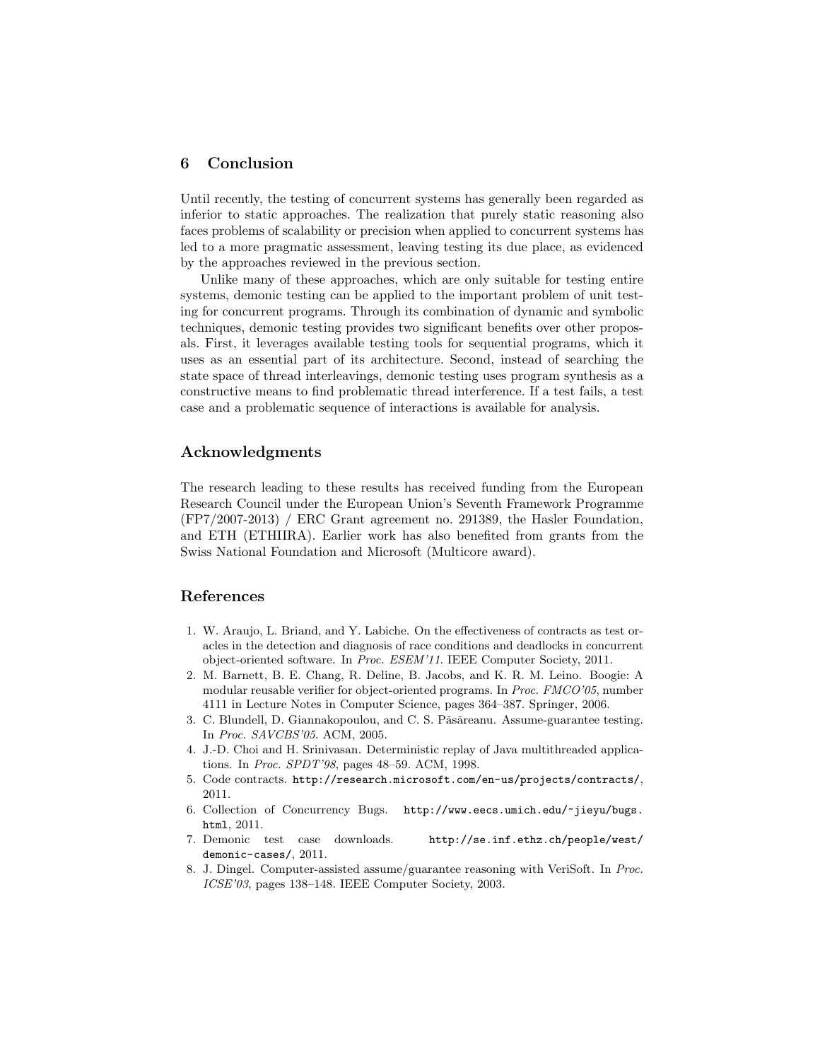## 6 Conclusion

Until recently, the testing of concurrent systems has generally been regarded as inferior to static approaches. The realization that purely static reasoning also faces problems of scalability or precision when applied to concurrent systems has led to a more pragmatic assessment, leaving testing its due place, as evidenced by the approaches reviewed in the previous section.

Unlike many of these approaches, which are only suitable for testing entire systems, demonic testing can be applied to the important problem of unit testing for concurrent programs. Through its combination of dynamic and symbolic techniques, demonic testing provides two significant benefits over other proposals. First, it leverages available testing tools for sequential programs, which it uses as an essential part of its architecture. Second, instead of searching the state space of thread interleavings, demonic testing uses program synthesis as a constructive means to find problematic thread interference. If a test fails, a test case and a problematic sequence of interactions is available for analysis.

## Acknowledgments

The research leading to these results has received funding from the European Research Council under the European Union's Seventh Framework Programme (FP7/2007-2013) / ERC Grant agreement no. 291389, the Hasler Foundation, and ETH (ETHIIRA). Earlier work has also benefited from grants from the Swiss National Foundation and Microsoft (Multicore award).

## References

1. W. Araujo, L. Briand, and Y. Labiche. On the effectiveness of contracts as test oracles in the detection and diagnosis of race conditions and deadlocks in concurrent object-oriented software. In *Proc. ESEM'11*. IEEE Computer Society, 2011.
2. M. Barnett, B. E. Chang, R. Deline, B. Jacobs, and K. R. M. Leino. Boogie: A modular reusable verifier for object-oriented programs. In *Proc. FMCO'05*, number 4111 in Lecture Notes in Computer Science, pages 364–387. Springer, 2006.
3. C. Blundell, D. Giannakopoulou, and C. S. Păsăreanu. Assume-guarantee testing. In *Proc. SAVCBS'05*. ACM, 2005.
4. J.-D. Choi and H. Srinivasan. Deterministic replay of Java multithreaded applications. In *Proc. SPDT'98*, pages 48–59. ACM, 1998.
5. Code contracts. `http://research.microsoft.com/en-us/projects/contracts/`, 2011.
6. Collection of Concurrency Bugs. `http://www.eecs.umich.edu/~jieyu/bugs.html`, 2011.
7. Demonic test case downloads. `http://se.inf.ethz.ch/people/west/demonic-cases/`, 2011.
8. J. Dingel. Computer-assisted assume/guarantee reasoning with VeriSoft. In *Proc. ICSE'03*, pages 138–148. IEEE Computer Society, 2003.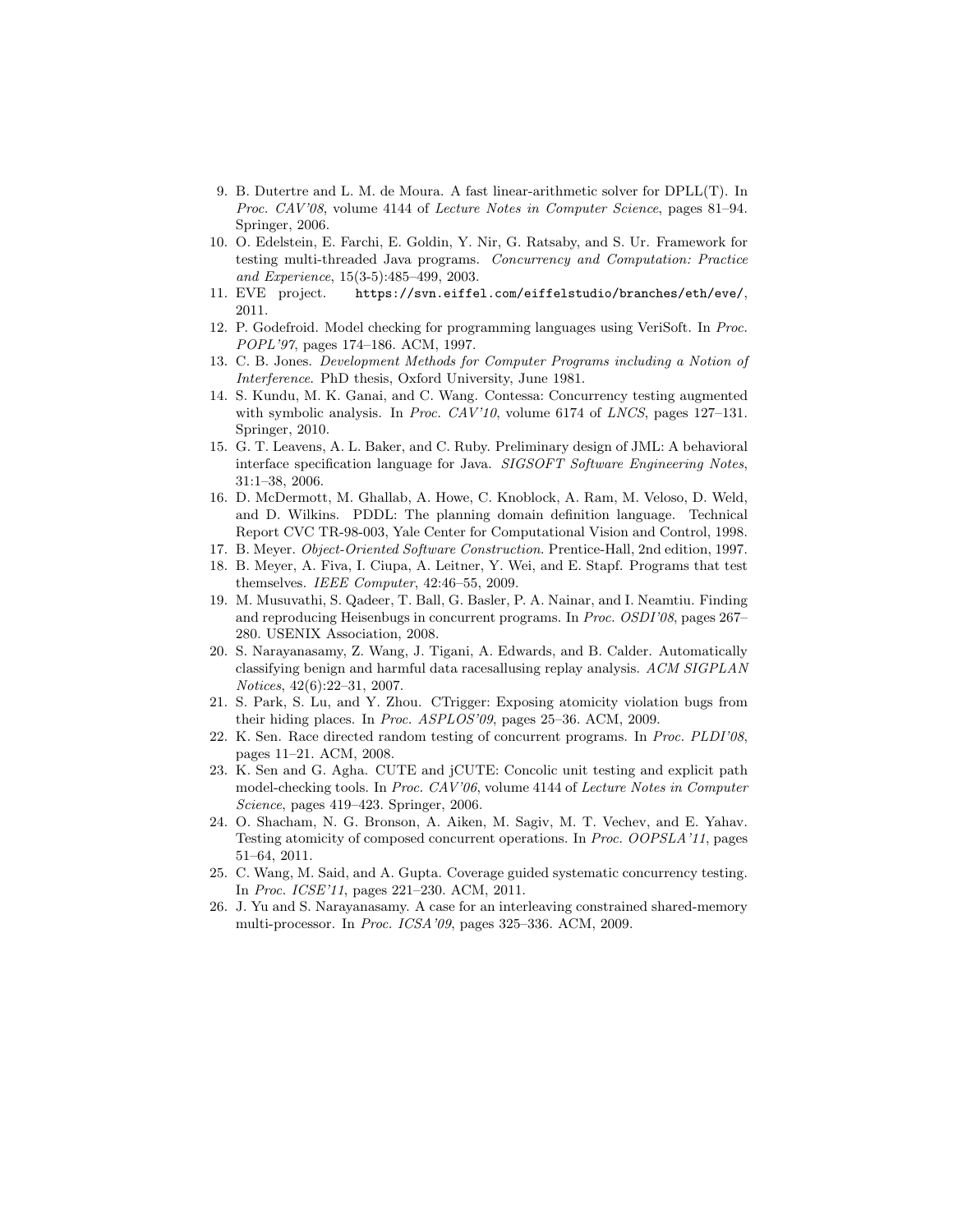9. B. Dutertre and L. M. de Moura. A fast linear-arithmetic solver for DPLL(T). In *Proc. CAV'08*, volume 4144 of *Lecture Notes in Computer Science*, pages 81–94. Springer, 2006.
10. O. Edelstein, E. Farchi, E. Goldin, Y. Nir, G. Ratsaby, and S. Ur. Framework for testing multi-threaded Java programs. *Concurrency and Computation: Practice and Experience*, 15(3-5):485–499, 2003.
11. EVE project. `https://svn.eiffel.com/eiffelstudio/branches/eth/eve/`, 2011.
12. P. Godefroid. Model checking for programming languages using VeriSoft. In *Proc. POPL'97*, pages 174–186. ACM, 1997.
13. C. B. Jones. *Development Methods for Computer Programs including a Notion of Interference*. PhD thesis, Oxford University, June 1981.
14. S. Kundu, M. K. Ganai, and C. Wang. Contessa: Concurrency testing augmented with symbolic analysis. In *Proc. CAV'10*, volume 6174 of *LNCS*, pages 127–131. Springer, 2010.
15. G. T. Leavens, A. L. Baker, and C. Ruby. Preliminary design of JML: A behavioral interface specification language for Java. *SIGSOFT Software Engineering Notes*, 31:1–38, 2006.
16. D. McDermott, M. Ghallab, A. Howe, C. Knoblock, A. Ram, M. Veloso, D. Weld, and D. Wilkins. PDDL: The planning domain definition language. Technical Report CVC TR-98-003, Yale Center for Computational Vision and Control, 1998.
17. B. Meyer. *Object-Oriented Software Construction*. Prentice-Hall, 2nd edition, 1997.
18. B. Meyer, A. Fiva, I. Ciupa, A. Leitner, Y. Wei, and E. Stapf. Programs that test themselves. *IEEE Computer*, 42:46–55, 2009.
19. M. Musuvathi, S. Qadeer, T. Ball, G. Basler, P. A. Nainar, and I. Neamtiu. Finding and reproducing Heisenbugs in concurrent programs. In *Proc. OSDI'08*, pages 267–280. USENIX Association, 2008.
20. S. Narayanasamy, Z. Wang, J. Tigani, A. Edwards, and B. Calder. Automatically classifying benign and harmful data racesallusing replay analysis. *ACM SIGPLAN Notices*, 42(6):22–31, 2007.
21. S. Park, S. Lu, and Y. Zhou. CTrigger: Exposing atomicity violation bugs from their hiding places. In *Proc. ASPLOS'09*, pages 25–36. ACM, 2009.
22. K. Sen. Race directed random testing of concurrent programs. In *Proc. PLDI'08*, pages 11–21. ACM, 2008.
23. K. Sen and G. Agha. CUTE and jCUTE: Concolic unit testing and explicit path model-checking tools. In *Proc. CAV'06*, volume 4144 of *Lecture Notes in Computer Science*, pages 419–423. Springer, 2006.
24. O. Shacham, N. G. Bronson, A. Aiken, M. Sagiv, M. T. Vechev, and E. Yahav. Testing atomicity of composed concurrent operations. In *Proc. OOPSLA'11*, pages 51–64, 2011.
25. C. Wang, M. Said, and A. Gupta. Coverage guided systematic concurrency testing. In *Proc. ICSE'11*, pages 221–230. ACM, 2011.
26. J. Yu and S. Narayanasamy. A case for an interleaving constrained shared-memory multi-processor. In *Proc. ICSA'09*, pages 325–336. ACM, 2009.